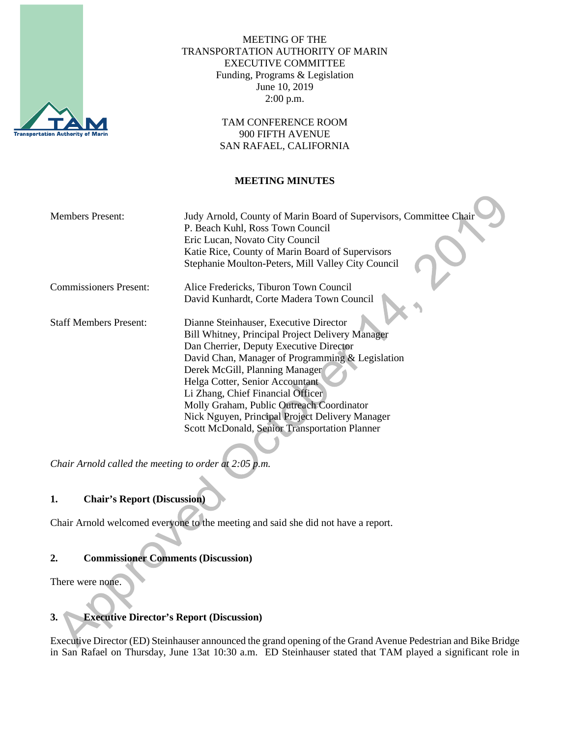MEETING OF THE
TRANSPORTATION AUTHORITY OF MARIN
EXECUTIVE COMMITTEE
Funding, Programs & Legislation
June 10, 2019
2:00 p.m.

TAM CONFERENCE ROOM
900 FIFTH AVENUE
SAN RAFAEL, CALIFORNIA

**MEETING MINUTES**

| | |
|---|---|
| Members Present: | Judy Arnold, County of Marin Board of Supervisors, Committee Chair<br>P. Beach Kuhl, Ross Town Council<br>Eric Lucan, Novato City Council<br>Katie Rice, County of Marin Board of Supervisors<br>Stephanie Moulton-Peters, Mill Valley City Council |
| Commissioners Present: | Alice Fredericks, Tiburon Town Council<br>David Kunhardt, Corte Madera Town Council |
| Staff Members Present: | Dianne Steinhauser, Executive Director<br>Bill Whitney, Principal Project Delivery Manager<br>Dan Cherrier, Deputy Executive Director<br>David Chan, Manager of Programming & Legislation<br>Derek McGill, Planning Manager<br>Helga Cotter, Senior Accountant<br>Li Zhang, Chief Financial Officer<br>Molly Graham, Public Outreach Coordinator<br>Nick Nguyen, Principal Project Delivery Manager<br>Scott McDonald, Senior Transportation Planner |

*Chair Arnold called the meeting to order at 2:05 p.m.*

## 1. Chair's Report (Discussion)

Chair Arnold welcomed everyone to the meeting and said she did not have a report.

## 2. Commissioner Comments (Discussion)

There were none.

## 3. Executive Director's Report (Discussion)

Executive Director (ED) Steinhauser announced the grand opening of the Grand Avenue Pedestrian and Bike Bridge in San Rafael on Thursday, June 13at 10:30 a.m. ED Steinhauser stated that TAM played a significant role in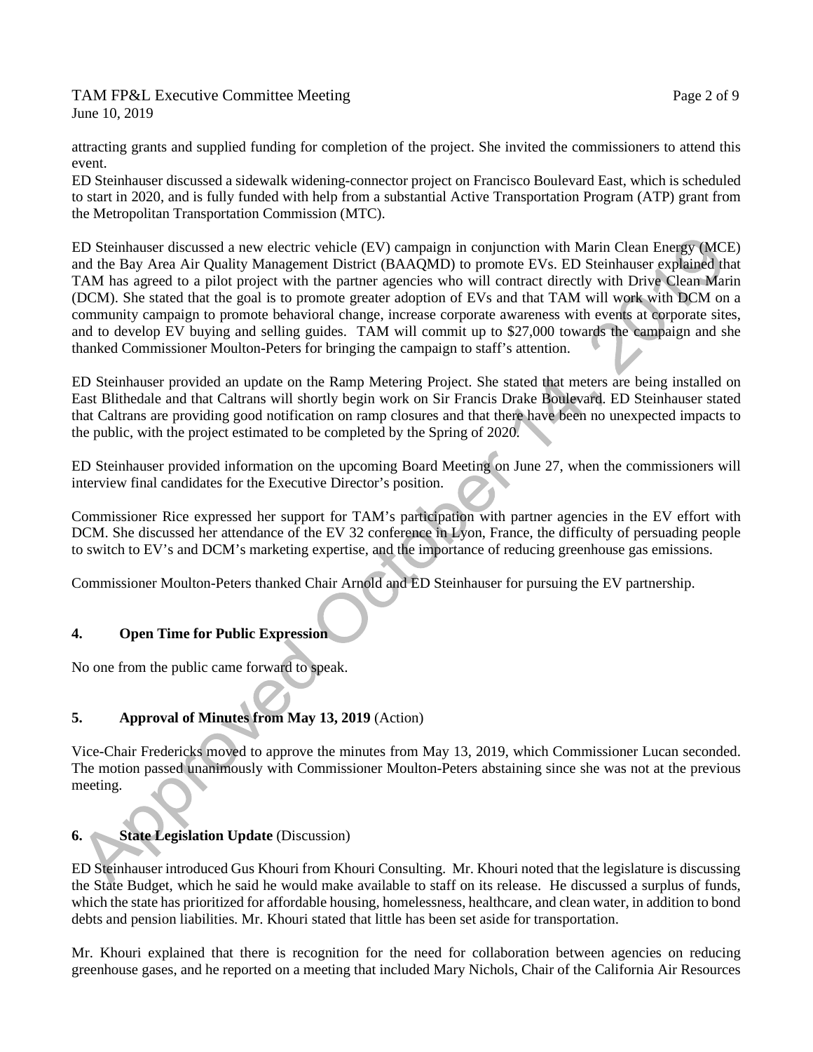attracting grants and supplied funding for completion of the project. She invited the commissioners to attend this event.
ED Steinhauser discussed a sidewalk widening-connector project on Francisco Boulevard East, which is scheduled to start in 2020, and is fully funded with help from a substantial Active Transportation Program (ATP) grant from the Metropolitan Transportation Commission (MTC).

ED Steinhauser discussed a new electric vehicle (EV) campaign in conjunction with Marin Clean Energy (MCE) and the Bay Area Air Quality Management District (BAAQMD) to promote EVs. ED Steinhauser explained that TAM has agreed to a pilot project with the partner agencies who will contract directly with Drive Clean Marin (DCM). She stated that the goal is to promote greater adoption of EVs and that TAM will work with DCM on a community campaign to promote behavioral change, increase corporate awareness with events at corporate sites, and to develop EV buying and selling guides. TAM will commit up to $27,000 towards the campaign and she thanked Commissioner Moulton-Peters for bringing the campaign to staff's attention.

ED Steinhauser provided an update on the Ramp Metering Project. She stated that meters are being installed on East Blithedale and that Caltrans will shortly begin work on Sir Francis Drake Boulevard. ED Steinhauser stated that Caltrans are providing good notification on ramp closures and that there have been no unexpected impacts to the public, with the project estimated to be completed by the Spring of 2020.

ED Steinhauser provided information on the upcoming Board Meeting on June 27, when the commissioners will interview final candidates for the Executive Director's position.

Commissioner Rice expressed her support for TAM's participation with partner agencies in the EV effort with DCM. She discussed her attendance of the EV 32 conference in Lyon, France, the difficulty of persuading people to switch to EV's and DCM's marketing expertise, and the importance of reducing greenhouse gas emissions.

Commissioner Moulton-Peters thanked Chair Arnold and ED Steinhauser for pursuing the EV partnership.

## 4. Open Time for Public Expression

No one from the public came forward to speak.

## 5. Approval of Minutes from May 13, 2019 (Action)

Vice-Chair Fredericks moved to approve the minutes from May 13, 2019, which Commissioner Lucan seconded. The motion passed unanimously with Commissioner Moulton-Peters abstaining since she was not at the previous meeting.

## 6. State Legislation Update (Discussion)

ED Steinhauser introduced Gus Khouri from Khouri Consulting. Mr. Khouri noted that the legislature is discussing the State Budget, which he said he would make available to staff on its release. He discussed a surplus of funds, which the state has prioritized for affordable housing, homelessness, healthcare, and clean water, in addition to bond debts and pension liabilities. Mr. Khouri stated that little has been set aside for transportation.

Mr. Khouri explained that there is recognition for the need for collaboration between agencies on reducing greenhouse gases, and he reported on a meeting that included Mary Nichols, Chair of the California Air Resources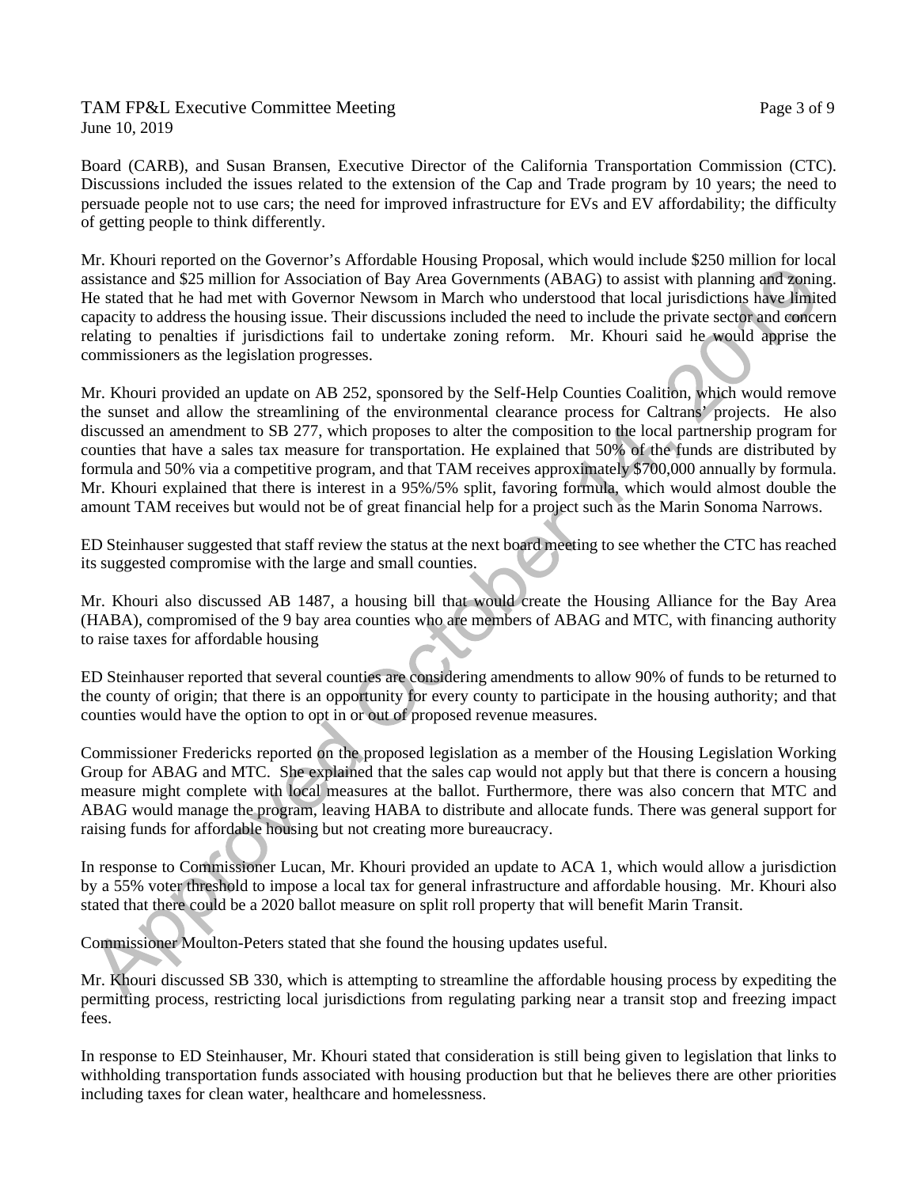Board (CARB), and Susan Bransen, Executive Director of the California Transportation Commission (CTC). Discussions included the issues related to the extension of the Cap and Trade program by 10 years; the need to persuade people not to use cars; the need for improved infrastructure for EVs and EV affordability; the difficulty of getting people to think differently.

Mr. Khouri reported on the Governor's Affordable Housing Proposal, which would include $250 million for local assistance and $25 million for Association of Bay Area Governments (ABAG) to assist with planning and zoning. He stated that he had met with Governor Newsom in March who understood that local jurisdictions have limited capacity to address the housing issue. Their discussions included the need to include the private sector and concern relating to penalties if jurisdictions fail to undertake zoning reform. Mr. Khouri said he would apprise the commissioners as the legislation progresses.

Mr. Khouri provided an update on AB 252, sponsored by the Self-Help Counties Coalition, which would remove the sunset and allow the streamlining of the environmental clearance process for Caltrans' projects. He also discussed an amendment to SB 277, which proposes to alter the composition to the local partnership program for counties that have a sales tax measure for transportation. He explained that 50% of the funds are distributed by formula and 50% via a competitive program, and that TAM receives approximately $700,000 annually by formula. Mr. Khouri explained that there is interest in a 95%/5% split, favoring formula, which would almost double the amount TAM receives but would not be of great financial help for a project such as the Marin Sonoma Narrows.

ED Steinhauser suggested that staff review the status at the next board meeting to see whether the CTC has reached its suggested compromise with the large and small counties.

Mr. Khouri also discussed AB 1487, a housing bill that would create the Housing Alliance for the Bay Area (HABA), compromised of the 9 bay area counties who are members of ABAG and MTC, with financing authority to raise taxes for affordable housing

ED Steinhauser reported that several counties are considering amendments to allow 90% of funds to be returned to the county of origin; that there is an opportunity for every county to participate in the housing authority; and that counties would have the option to opt in or out of proposed revenue measures.

Commissioner Fredericks reported on the proposed legislation as a member of the Housing Legislation Working Group for ABAG and MTC. She explained that the sales cap would not apply but that there is concern a housing measure might complete with local measures at the ballot. Furthermore, there was also concern that MTC and ABAG would manage the program, leaving HABA to distribute and allocate funds. There was general support for raising funds for affordable housing but not creating more bureaucracy.

In response to Commissioner Lucan, Mr. Khouri provided an update to ACA 1, which would allow a jurisdiction by a 55% voter threshold to impose a local tax for general infrastructure and affordable housing. Mr. Khouri also stated that there could be a 2020 ballot measure on split roll property that will benefit Marin Transit.

Commissioner Moulton-Peters stated that she found the housing updates useful.

Mr. Khouri discussed SB 330, which is attempting to streamline the affordable housing process by expediting the permitting process, restricting local jurisdictions from regulating parking near a transit stop and freezing impact fees.

In response to ED Steinhauser, Mr. Khouri stated that consideration is still being given to legislation that links to withholding transportation funds associated with housing production but that he believes there are other priorities including taxes for clean water, healthcare and homelessness.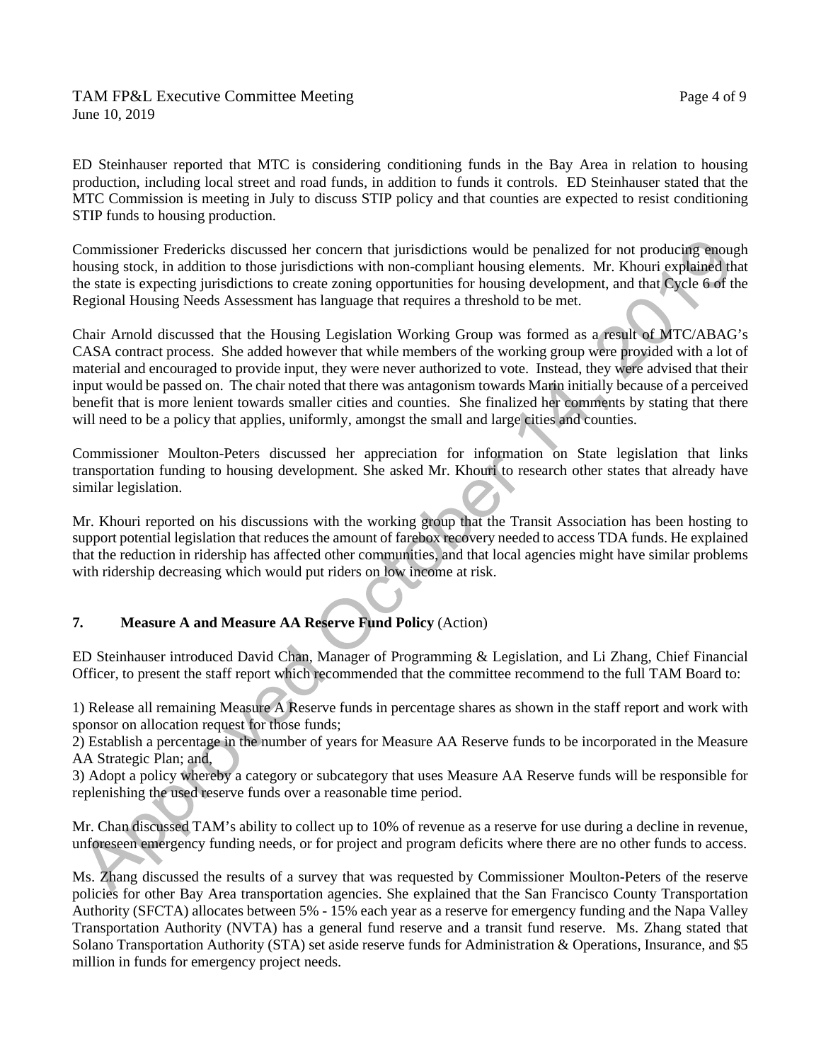ED Steinhauser reported that MTC is considering conditioning funds in the Bay Area in relation to housing production, including local street and road funds, in addition to funds it controls. ED Steinhauser stated that the MTC Commission is meeting in July to discuss STIP policy and that counties are expected to resist conditioning STIP funds to housing production.

Commissioner Fredericks discussed her concern that jurisdictions would be penalized for not producing enough housing stock, in addition to those jurisdictions with non-compliant housing elements. Mr. Khouri explained that the state is expecting jurisdictions to create zoning opportunities for housing development, and that Cycle 6 of the Regional Housing Needs Assessment has language that requires a threshold to be met.

Chair Arnold discussed that the Housing Legislation Working Group was formed as a result of MTC/ABAG's CASA contract process. She added however that while members of the working group were provided with a lot of material and encouraged to provide input, they were never authorized to vote. Instead, they were advised that their input would be passed on. The chair noted that there was antagonism towards Marin initially because of a perceived benefit that is more lenient towards smaller cities and counties. She finalized her comments by stating that there will need to be a policy that applies, uniformly, amongst the small and large cities and counties.

Commissioner Moulton-Peters discussed her appreciation for information on State legislation that links transportation funding to housing development. She asked Mr. Khouri to research other states that already have similar legislation.

Mr. Khouri reported on his discussions with the working group that the Transit Association has been hosting to support potential legislation that reduces the amount of farebox recovery needed to access TDA funds. He explained that the reduction in ridership has affected other communities, and that local agencies might have similar problems with ridership decreasing which would put riders on low income at risk.

## 7. Measure A and Measure AA Reserve Fund Policy (Action)

ED Steinhauser introduced David Chan, Manager of Programming & Legislation, and Li Zhang, Chief Financial Officer, to present the staff report which recommended that the committee recommend to the full TAM Board to:

1) Release all remaining Measure A Reserve funds in percentage shares as shown in the staff report and work with sponsor on allocation request for those funds;
2) Establish a percentage in the number of years for Measure AA Reserve funds to be incorporated in the Measure AA Strategic Plan; and,
3) Adopt a policy whereby a category or subcategory that uses Measure AA Reserve funds will be responsible for replenishing the used reserve funds over a reasonable time period.

Mr. Chan discussed TAM's ability to collect up to 10% of revenue as a reserve for use during a decline in revenue, unforeseen emergency funding needs, or for project and program deficits where there are no other funds to access.

Ms. Zhang discussed the results of a survey that was requested by Commissioner Moulton-Peters of the reserve policies for other Bay Area transportation agencies. She explained that the San Francisco County Transportation Authority (SFCTA) allocates between 5% - 15% each year as a reserve for emergency funding and the Napa Valley Transportation Authority (NVTA) has a general fund reserve and a transit fund reserve. Ms. Zhang stated that Solano Transportation Authority (STA) set aside reserve funds for Administration & Operations, Insurance, and $5 million in funds for emergency project needs.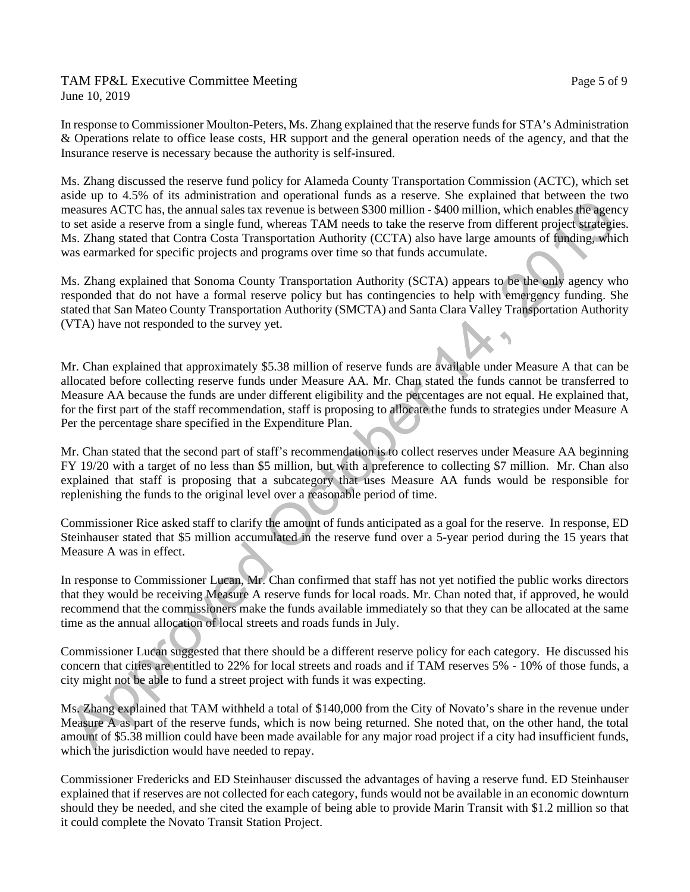In response to Commissioner Moulton-Peters, Ms. Zhang explained that the reserve funds for STA's Administration & Operations relate to office lease costs, HR support and the general operation needs of the agency, and that the Insurance reserve is necessary because the authority is self-insured.

Ms. Zhang discussed the reserve fund policy for Alameda County Transportation Commission (ACTC), which set aside up to 4.5% of its administration and operational funds as a reserve. She explained that between the two measures ACTC has, the annual sales tax revenue is between $300 million - $400 million, which enables the agency to set aside a reserve from a single fund, whereas TAM needs to take the reserve from different project strategies. Ms. Zhang stated that Contra Costa Transportation Authority (CCTA) also have large amounts of funding, which was earmarked for specific projects and programs over time so that funds accumulate.

Ms. Zhang explained that Sonoma County Transportation Authority (SCTA) appears to be the only agency who responded that do not have a formal reserve policy but has contingencies to help with emergency funding. She stated that San Mateo County Transportation Authority (SMCTA) and Santa Clara Valley Transportation Authority (VTA) have not responded to the survey yet.

Mr. Chan explained that approximately $5.38 million of reserve funds are available under Measure A that can be allocated before collecting reserve funds under Measure AA. Mr. Chan stated the funds cannot be transferred to Measure AA because the funds are under different eligibility and the percentages are not equal. He explained that, for the first part of the staff recommendation, staff is proposing to allocate the funds to strategies under Measure A Per the percentage share specified in the Expenditure Plan.

Mr. Chan stated that the second part of staff's recommendation is to collect reserves under Measure AA beginning FY 19/20 with a target of no less than $5 million, but with a preference to collecting $7 million. Mr. Chan also explained that staff is proposing that a subcategory that uses Measure AA funds would be responsible for replenishing the funds to the original level over a reasonable period of time.

Commissioner Rice asked staff to clarify the amount of funds anticipated as a goal for the reserve. In response, ED Steinhauser stated that $5 million accumulated in the reserve fund over a 5-year period during the 15 years that Measure A was in effect.

In response to Commissioner Lucan, Mr. Chan confirmed that staff has not yet notified the public works directors that they would be receiving Measure A reserve funds for local roads. Mr. Chan noted that, if approved, he would recommend that the commissioners make the funds available immediately so that they can be allocated at the same time as the annual allocation of local streets and roads funds in July.

Commissioner Lucan suggested that there should be a different reserve policy for each category. He discussed his concern that cities are entitled to 22% for local streets and roads and if TAM reserves 5% - 10% of those funds, a city might not be able to fund a street project with funds it was expecting.

Ms. Zhang explained that TAM withheld a total of $140,000 from the City of Novato's share in the revenue under Measure A as part of the reserve funds, which is now being returned. She noted that, on the other hand, the total amount of $5.38 million could have been made available for any major road project if a city had insufficient funds, which the jurisdiction would have needed to repay.

Commissioner Fredericks and ED Steinhauser discussed the advantages of having a reserve fund. ED Steinhauser explained that if reserves are not collected for each category, funds would not be available in an economic downturn should they be needed, and she cited the example of being able to provide Marin Transit with $1.2 million so that it could complete the Novato Transit Station Project.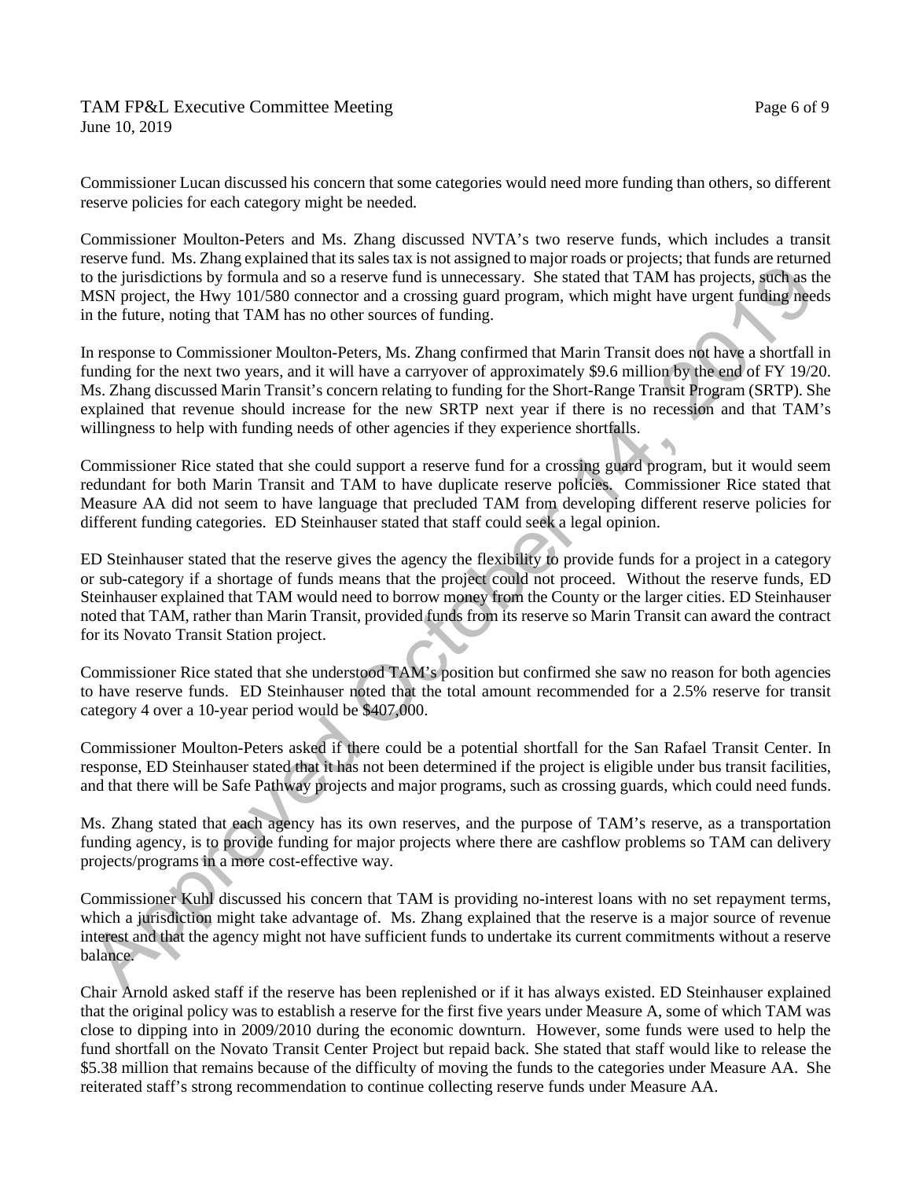Commissioner Lucan discussed his concern that some categories would need more funding than others, so different reserve policies for each category might be needed.

Commissioner Moulton-Peters and Ms. Zhang discussed NVTA's two reserve funds, which includes a transit reserve fund. Ms. Zhang explained that its sales tax is not assigned to major roads or projects; that funds are returned to the jurisdictions by formula and so a reserve fund is unnecessary. She stated that TAM has projects, such as the MSN project, the Hwy 101/580 connector and a crossing guard program, which might have urgent funding needs in the future, noting that TAM has no other sources of funding.

In response to Commissioner Moulton-Peters, Ms. Zhang confirmed that Marin Transit does not have a shortfall in funding for the next two years, and it will have a carryover of approximately $9.6 million by the end of FY 19/20. Ms. Zhang discussed Marin Transit's concern relating to funding for the Short-Range Transit Program (SRTP). She explained that revenue should increase for the new SRTP next year if there is no recession and that TAM's willingness to help with funding needs of other agencies if they experience shortfalls.

Commissioner Rice stated that she could support a reserve fund for a crossing guard program, but it would seem redundant for both Marin Transit and TAM to have duplicate reserve policies. Commissioner Rice stated that Measure AA did not seem to have language that precluded TAM from developing different reserve policies for different funding categories. ED Steinhauser stated that staff could seek a legal opinion.

ED Steinhauser stated that the reserve gives the agency the flexibility to provide funds for a project in a category or sub-category if a shortage of funds means that the project could not proceed. Without the reserve funds, ED Steinhauser explained that TAM would need to borrow money from the County or the larger cities. ED Steinhauser noted that TAM, rather than Marin Transit, provided funds from its reserve so Marin Transit can award the contract for its Novato Transit Station project.

Commissioner Rice stated that she understood TAM's position but confirmed she saw no reason for both agencies to have reserve funds. ED Steinhauser noted that the total amount recommended for a 2.5% reserve for transit category 4 over a 10-year period would be $407,000.

Commissioner Moulton-Peters asked if there could be a potential shortfall for the San Rafael Transit Center. In response, ED Steinhauser stated that it has not been determined if the project is eligible under bus transit facilities, and that there will be Safe Pathway projects and major programs, such as crossing guards, which could need funds.

Ms. Zhang stated that each agency has its own reserves, and the purpose of TAM's reserve, as a transportation funding agency, is to provide funding for major projects where there are cashflow problems so TAM can delivery projects/programs in a more cost-effective way.

Commissioner Kuhl discussed his concern that TAM is providing no-interest loans with no set repayment terms, which a jurisdiction might take advantage of. Ms. Zhang explained that the reserve is a major source of revenue interest and that the agency might not have sufficient funds to undertake its current commitments without a reserve balance.

Chair Arnold asked staff if the reserve has been replenished or if it has always existed. ED Steinhauser explained that the original policy was to establish a reserve for the first five years under Measure A, some of which TAM was close to dipping into in 2009/2010 during the economic downturn. However, some funds were used to help the fund shortfall on the Novato Transit Center Project but repaid back. She stated that staff would like to release the $5.38 million that remains because of the difficulty of moving the funds to the categories under Measure AA. She reiterated staff's strong recommendation to continue collecting reserve funds under Measure AA.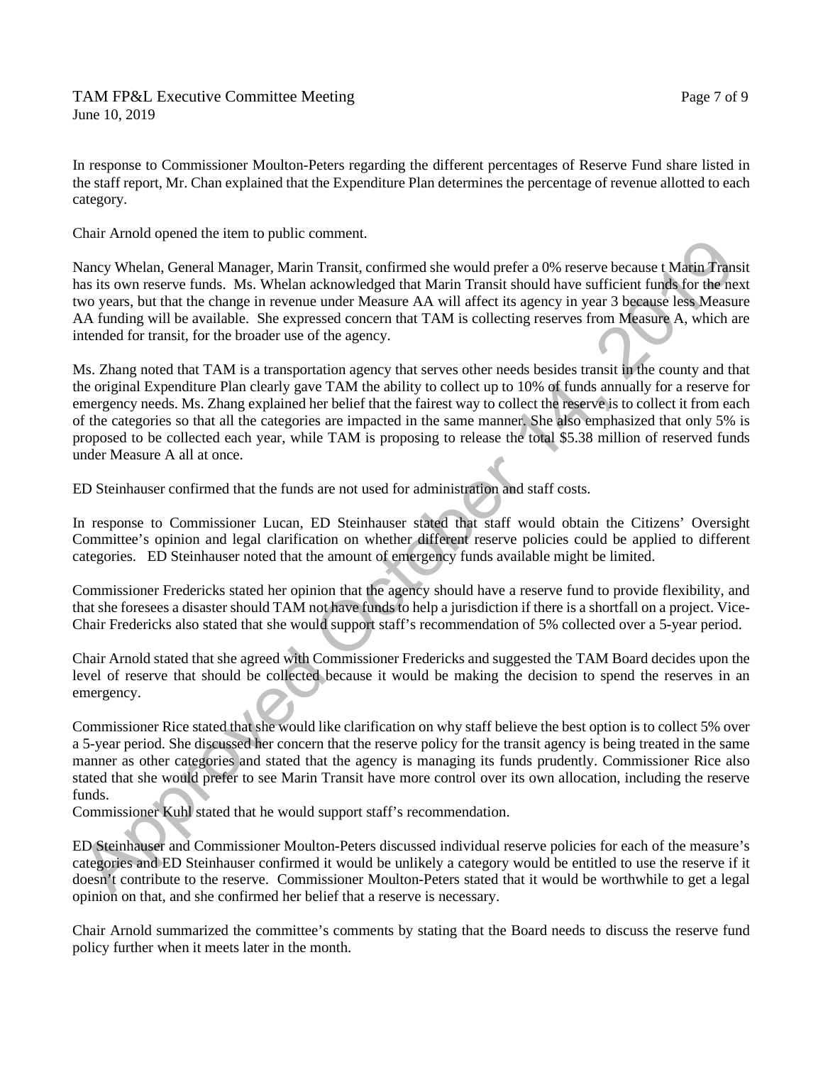In response to Commissioner Moulton-Peters regarding the different percentages of Reserve Fund share listed in the staff report, Mr. Chan explained that the Expenditure Plan determines the percentage of revenue allotted to each category.

Chair Arnold opened the item to public comment.

Nancy Whelan, General Manager, Marin Transit, confirmed she would prefer a 0% reserve because t Marin Transit has its own reserve funds. Ms. Whelan acknowledged that Marin Transit should have sufficient funds for the next two years, but that the change in revenue under Measure AA will affect its agency in year 3 because less Measure AA funding will be available. She expressed concern that TAM is collecting reserves from Measure A, which are intended for transit, for the broader use of the agency.

Ms. Zhang noted that TAM is a transportation agency that serves other needs besides transit in the county and that the original Expenditure Plan clearly gave TAM the ability to collect up to 10% of funds annually for a reserve for emergency needs. Ms. Zhang explained her belief that the fairest way to collect the reserve is to collect it from each of the categories so that all the categories are impacted in the same manner. She also emphasized that only 5% is proposed to be collected each year, while TAM is proposing to release the total $5.38 million of reserved funds under Measure A all at once.

ED Steinhauser confirmed that the funds are not used for administration and staff costs.

In response to Commissioner Lucan, ED Steinhauser stated that staff would obtain the Citizens' Oversight Committee's opinion and legal clarification on whether different reserve policies could be applied to different categories. ED Steinhauser noted that the amount of emergency funds available might be limited.

Commissioner Fredericks stated her opinion that the agency should have a reserve fund to provide flexibility, and that she foresees a disaster should TAM not have funds to help a jurisdiction if there is a shortfall on a project. Vice-Chair Fredericks also stated that she would support staff's recommendation of 5% collected over a 5-year period.

Chair Arnold stated that she agreed with Commissioner Fredericks and suggested the TAM Board decides upon the level of reserve that should be collected because it would be making the decision to spend the reserves in an emergency.

Commissioner Rice stated that she would like clarification on why staff believe the best option is to collect 5% over a 5-year period. She discussed her concern that the reserve policy for the transit agency is being treated in the same manner as other categories and stated that the agency is managing its funds prudently. Commissioner Rice also stated that she would prefer to see Marin Transit have more control over its own allocation, including the reserve funds.

Commissioner Kuhl stated that he would support staff's recommendation.

ED Steinhauser and Commissioner Moulton-Peters discussed individual reserve policies for each of the measure's categories and ED Steinhauser confirmed it would be unlikely a category would be entitled to use the reserve if it doesn't contribute to the reserve. Commissioner Moulton-Peters stated that it would be worthwhile to get a legal opinion on that, and she confirmed her belief that a reserve is necessary.

Chair Arnold summarized the committee's comments by stating that the Board needs to discuss the reserve fund policy further when it meets later in the month.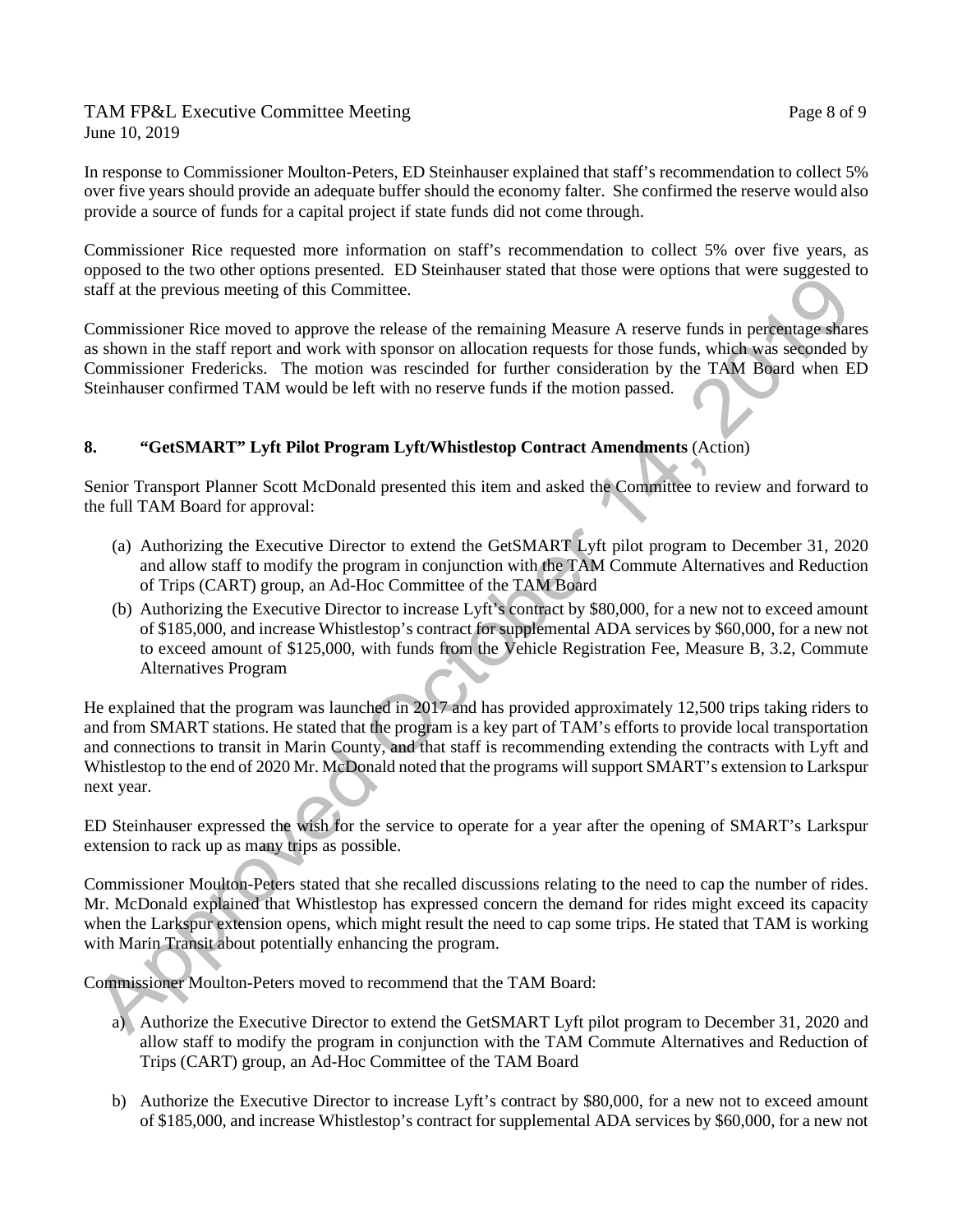In response to Commissioner Moulton-Peters, ED Steinhauser explained that staff's recommendation to collect 5% over five years should provide an adequate buffer should the economy falter. She confirmed the reserve would also provide a source of funds for a capital project if state funds did not come through.

Commissioner Rice requested more information on staff's recommendation to collect 5% over five years, as opposed to the two other options presented. ED Steinhauser stated that those were options that were suggested to staff at the previous meeting of this Committee.

Commissioner Rice moved to approve the release of the remaining Measure A reserve funds in percentage shares as shown in the staff report and work with sponsor on allocation requests for those funds, which was seconded by Commissioner Fredericks. The motion was rescinded for further consideration by the TAM Board when ED Steinhauser confirmed TAM would be left with no reserve funds if the motion passed.

## 8. "GetSMART" Lyft Pilot Program Lyft/Whistlestop Contract Amendments (Action)

Senior Transport Planner Scott McDonald presented this item and asked the Committee to review and forward to the full TAM Board for approval:

(a) Authorizing the Executive Director to extend the GetSMART Lyft pilot program to December 31, 2020 and allow staff to modify the program in conjunction with the TAM Commute Alternatives and Reduction of Trips (CART) group, an Ad-Hoc Committee of the TAM Board

(b) Authorizing the Executive Director to increase Lyft's contract by $80,000, for a new not to exceed amount of $185,000, and increase Whistlestop's contract for supplemental ADA services by $60,000, for a new not to exceed amount of $125,000, with funds from the Vehicle Registration Fee, Measure B, 3.2, Commute Alternatives Program

He explained that the program was launched in 2017 and has provided approximately 12,500 trips taking riders to and from SMART stations. He stated that the program is a key part of TAM's efforts to provide local transportation and connections to transit in Marin County, and that staff is recommending extending the contracts with Lyft and Whistlestop to the end of 2020 Mr. McDonald noted that the programs will support SMART's extension to Larkspur next year.

ED Steinhauser expressed the wish for the service to operate for a year after the opening of SMART's Larkspur extension to rack up as many trips as possible.

Commissioner Moulton-Peters stated that she recalled discussions relating to the need to cap the number of rides. Mr. McDonald explained that Whistlestop has expressed concern the demand for rides might exceed its capacity when the Larkspur extension opens, which might result the need to cap some trips. He stated that TAM is working with Marin Transit about potentially enhancing the program.

Commissioner Moulton-Peters moved to recommend that the TAM Board:

a) Authorize the Executive Director to extend the GetSMART Lyft pilot program to December 31, 2020 and allow staff to modify the program in conjunction with the TAM Commute Alternatives and Reduction of Trips (CART) group, an Ad-Hoc Committee of the TAM Board

b) Authorize the Executive Director to increase Lyft's contract by $80,000, for a new not to exceed amount of $185,000, and increase Whistlestop's contract for supplemental ADA services by $60,000, for a new not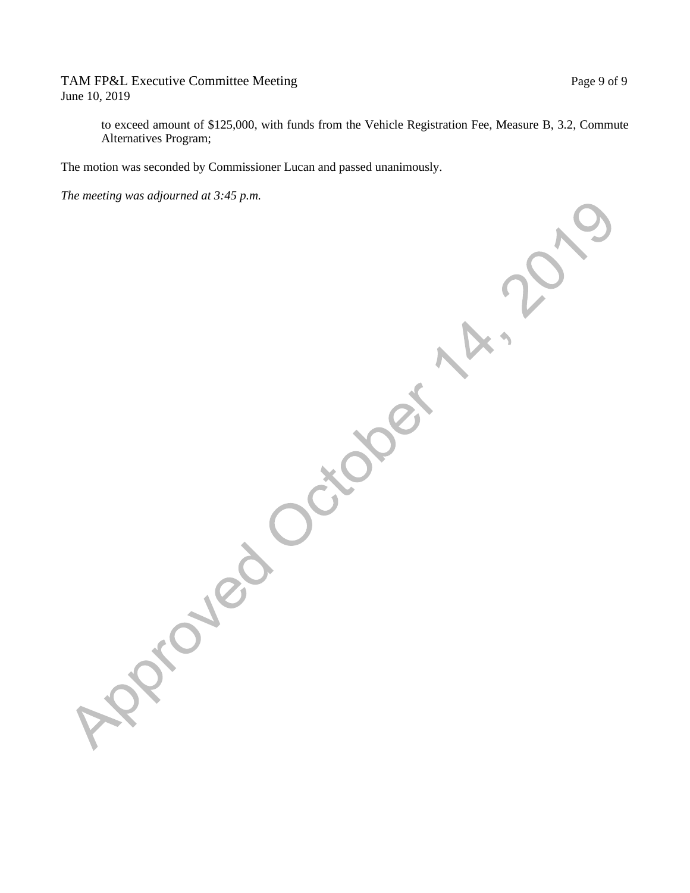to exceed amount of $125,000, with funds from the Vehicle Registration Fee, Measure B, 3.2, Commute Alternatives Program;

The motion was seconded by Commissioner Lucan and passed unanimously.

*The meeting was adjourned at 3:45 p.m.*

Approved October 14, 2019